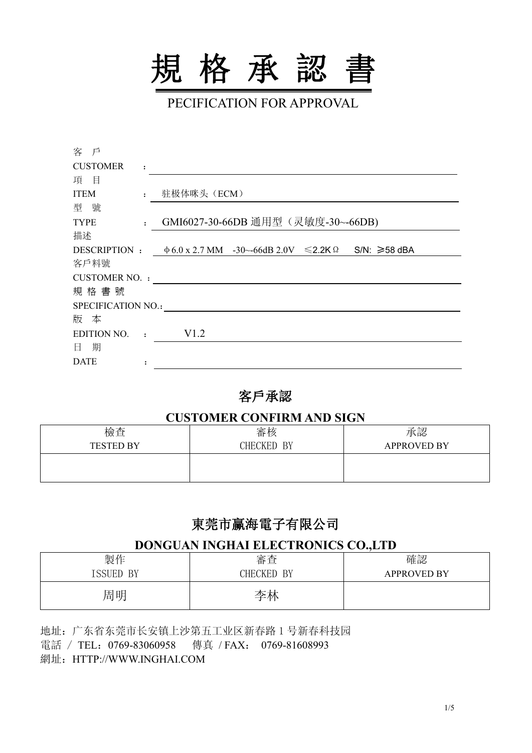# 規 格 承 認 書

PECIFICATION FOR APPROVAL

客 戶

CUSTOMER ：

項 目

ITEM ： 駐极体咪头（ECM）

型 號

TYPE ： GMI6027-30-66DB 通用型（灵敏度-30~-66DB)

描述

DESCRIPTION ： φ6.0 x 2.7 MM -30~-66dB 2.0V ≤2.2KΩ S/N: ≥58 dBA

客戶料號

CUSTOMER NO. ：

規 格 書 號

SPECIFICATION NO.：

版 本

EDITION NO. ： V1.2

日 期

DATE ：

## 客戶承認

## CUSTOMER CONFIRM AND SIGN

| 檢查<br>TESTED BY | 審核<br>CHECKED BY | 承認<br>APPROVED BY |
|---|---|---|
| | | |

## 東莞市赢海電子有限公司

## DONGUAN INGHAI ELECTRONICS CO.,LTD

| 製作<br>ISSUED BY | 審查<br>CHECKED BY | 確認<br>APPROVED BY |
|---|---|---|
| 周明 | 李林 | |

地址：广东省东莞市长安镇上沙第五工业区新春路 1 号新春科技园

電話 / TEL：0769-83060958 傳真 / FAX： 0769-81608993

網址：HTTP://WWW.INGHAI.COM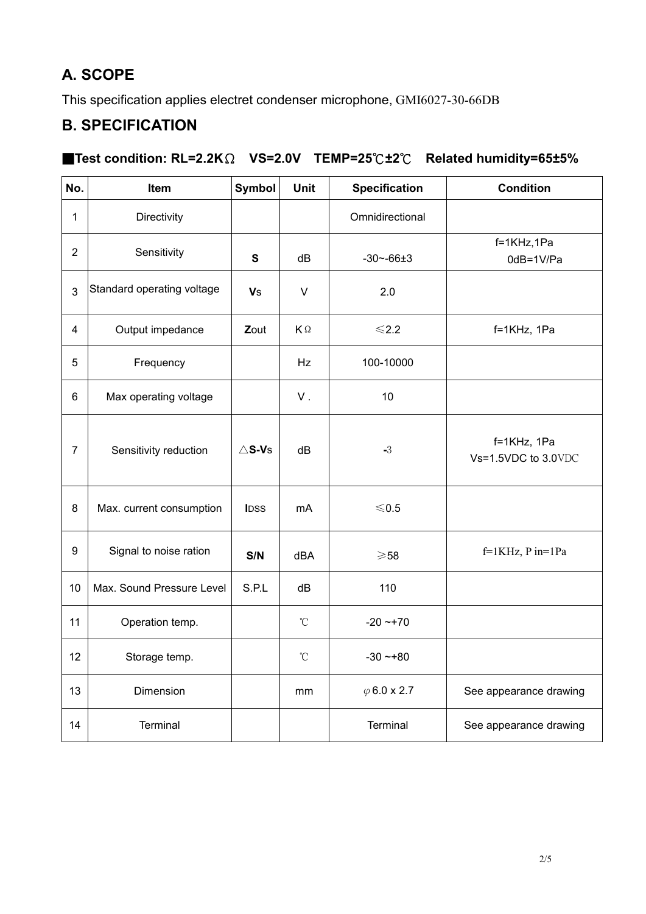## A. SCOPE

This specification applies electret condenser microphone, GMI6027-30-66DB

## B. SPECIFICATION

### ■Test condition: RL=2.2KΩ VS=2.0V TEMP=25℃±2℃ Related humidity=65±5%

| No. | Item | Symbol | Unit | Specification | Condition |
|---|---|---|---|---|---|
| 1 | Directivity | | | Omnidirectional | |
| 2 | Sensitivity | **S** | dB | -30~-66±3 | f=1KHz,1Pa 0dB=1V/Pa |
| 3 | Standard operating voltage | **V**s | V | 2.0 | |
| 4 | Output impedance | **Z**out | KΩ | ≤2.2 | f=1KHz, 1Pa |
| 5 | Frequency | | Hz | 100-10000 | |
| 6 | Max operating voltage | | V . | 10 | |
| 7 | Sensitivity reduction | △**S-V**s | dB | **-**3 | f=1KHz, 1Pa Vs=1.5VDC to 3.0VDC |
| 8 | Max. current consumption | **I**DSS | mA | ≤0.5 | |
| 9 | Signal to noise ration | **S/N** | dBA | ≥58 | f=1KHz, P in=1Pa |
| 10 | Max. Sound Pressure Level | S.P.L | dB | 110 | |
| 11 | Operation temp. | | ℃ | -20 ~+70 | |
| 12 | Storage temp. | | ℃ | -30 ~+80 | |
| 13 | Dimension | | mm | φ6.0 x 2.7 | See appearance drawing |
| 14 | Terminal | | | Terminal | See appearance drawing |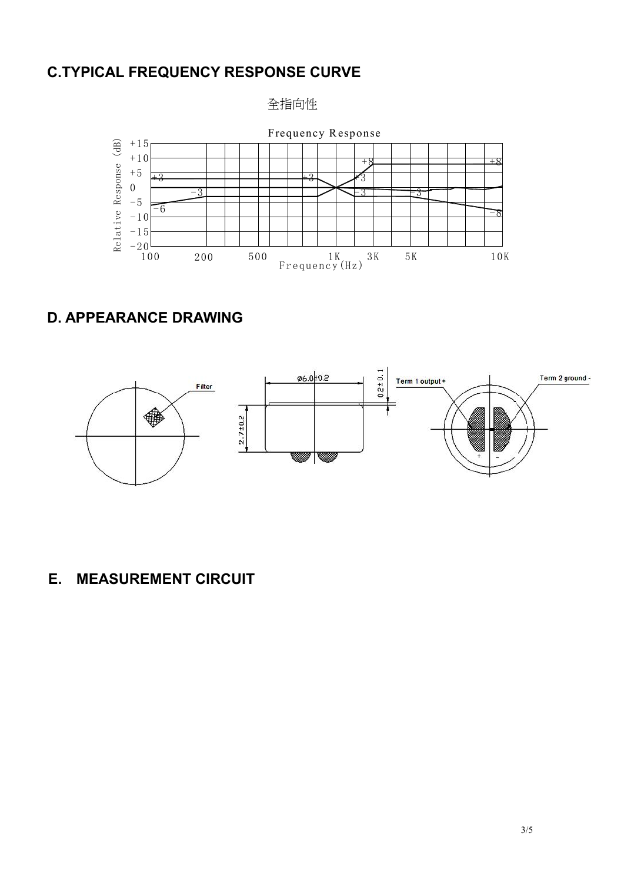## C.TYPICAL FREQUENCY RESPONSE CURVE

全指向性

Frequency Response

Relative Response (dB)

+15
+10
+5
0
−5
−10
−15
−20

+3 +3 +8 +3 +8
−3 −3 −3
−6 −8

100 200 500 1K 3K 5K 10K

Frequency(Hz)

## D. APPEARANCE DRAWING

Filter

ø6.0±0.2

0.2±0.1

2.7±0.2

Term 1 output +

Term 2 ground -

\+ −

## E. MEASUREMENT CIRCUIT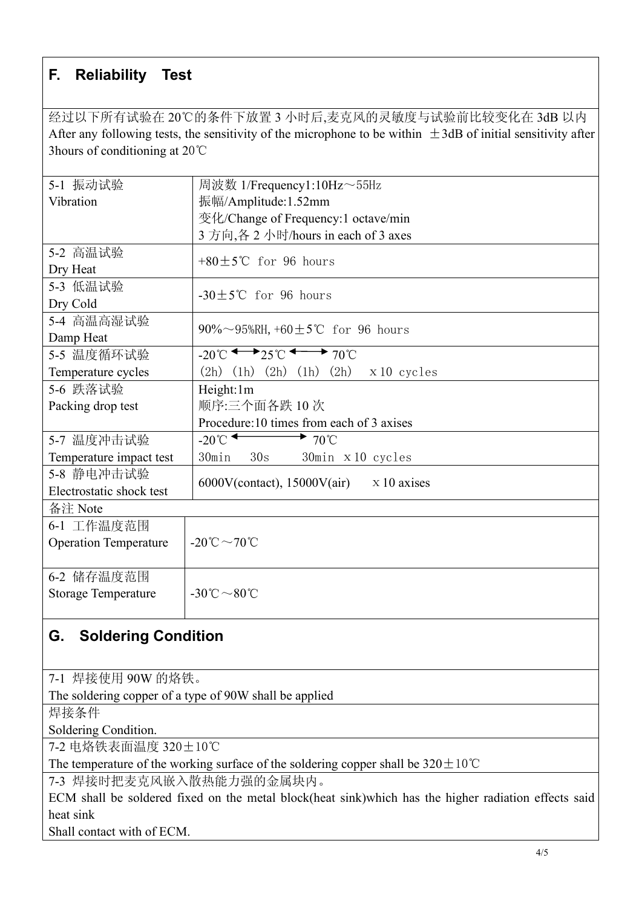## F. Reliability Test

经过以下所有试验在 20℃的条件下放置 3 小时后,麦克风的灵敏度与试验前比较变化在 3dB 以内
After any following tests, the sensitivity of the microphone to be within ±3dB of initial sensitivity after 3hours of conditioning at 20℃

| Test | Condition |
|---|---|
| 5-1 振动试验<br>Vibration | 周波数 1/Frequency1:10Hz～55Hz<br>振幅/Amplitude:1.52mm<br>变化/Change of Frequency:1 octave/min<br>3 方向,各 2 小时/hours in each of 3 axes |
| 5-2 高温试验<br>Dry Heat | +80±5℃ for 96 hours |
| 5-3 低温试验<br>Dry Cold | -30±5℃ for 96 hours |
| 5-4 高温高湿试验<br>Damp Heat | 90%～95%RH, +60±5℃ for 96 hours |
| 5-5 温度循环试验<br>Temperature cycles | -20℃ ←→ 25℃ ←→ 70℃<br>(2h) (1h) (2h) (1h) (2h) x10 cycles |
| 5-6 跌落试验<br>Packing drop test | Height:1m<br>顺序:三个面各跌 10 次<br>Procedure:10 times from each of 3 axises |
| 5-7 温度冲击试验<br>Temperature impact test | -20℃ ←→ 70℃<br>30min 30s 30min x10 cycles |
| 5-8 静电冲击试验<br>Electrostatic shock test | 6000V(contact), 15000V(air) x10 axises |

备注 Note

| Item | Range |
|---|---|
| 6-1 工作温度范围<br>Operation Temperature | -20℃～70℃ |
| 6-2 储存温度范围<br>Storage Temperature | -30℃～80℃ |

## G. Soldering Condition

7-1 焊接使用 90W 的烙铁。
The soldering copper of a type of 90W shall be applied

焊接条件
Soldering Condition.

7-2 电烙铁表面温度 320±10℃
The temperature of the working surface of the soldering copper shall be 320±10℃

7-3 焊接时把麦克风嵌入散热能力强的金属块内。
ECM shall be soldered fixed on the metal block(heat sink)which has the higher radiation effects said heat sink
Shall contact with of ECM.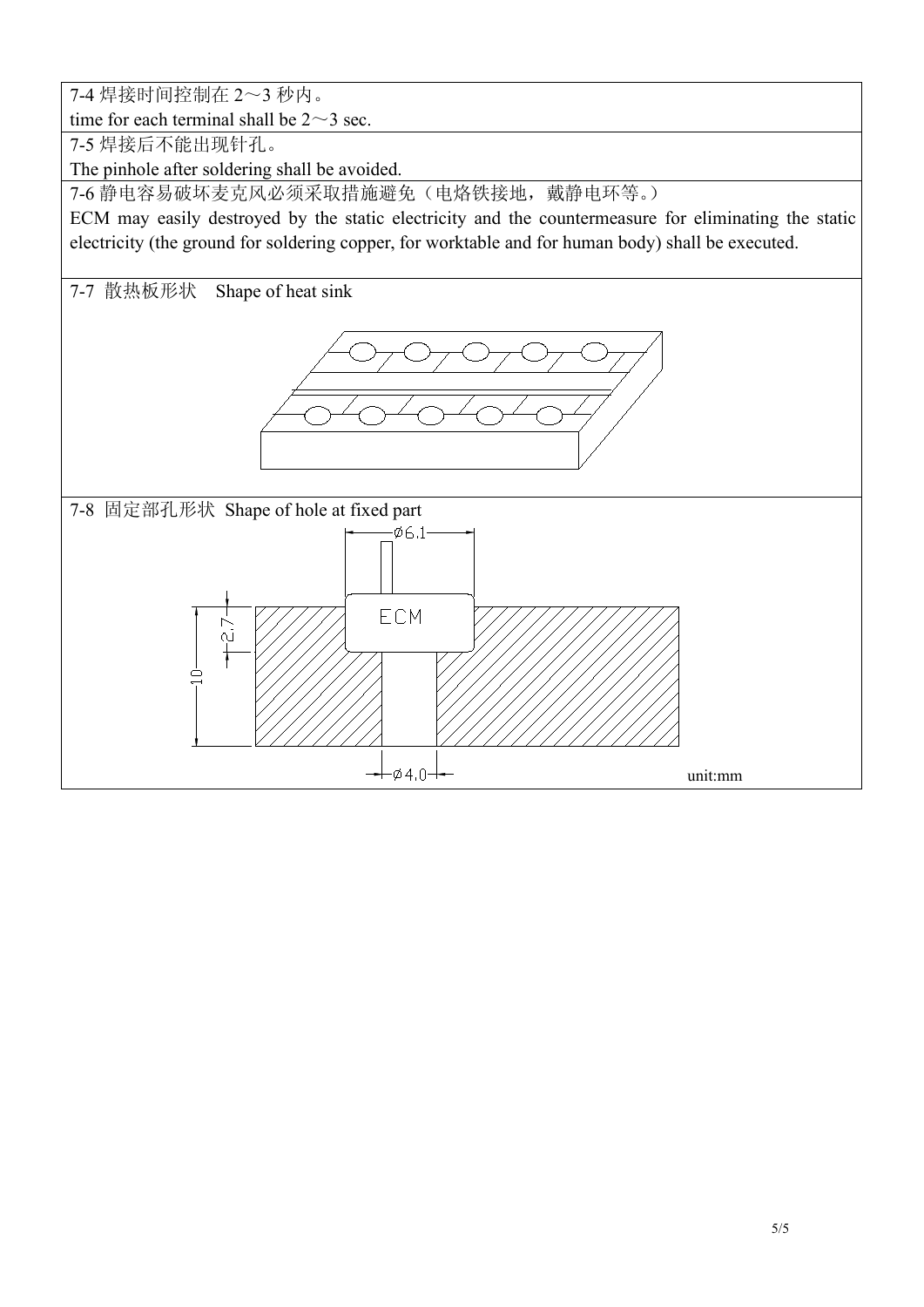7-4 焊接时间控制在 2～3 秒内。
time for each terminal shall be 2～3 sec.

7-5 焊接后不能出现针孔。
The pinhole after soldering shall be avoided.

7-6 静电容易破坏麦克风必须采取措施避免（电烙铁接地，戴静电环等。）
ECM may easily destroyed by the static electricity and the countermeasure for eliminating the static electricity (the ground for soldering copper, for worktable and for human body) shall be executed.

7-7 散热板形状 Shape of heat sink

7-8 固定部孔形状 Shape of hole at fixed part

ø6.1

ECM

2.7

10

ø4.0

unit:mm